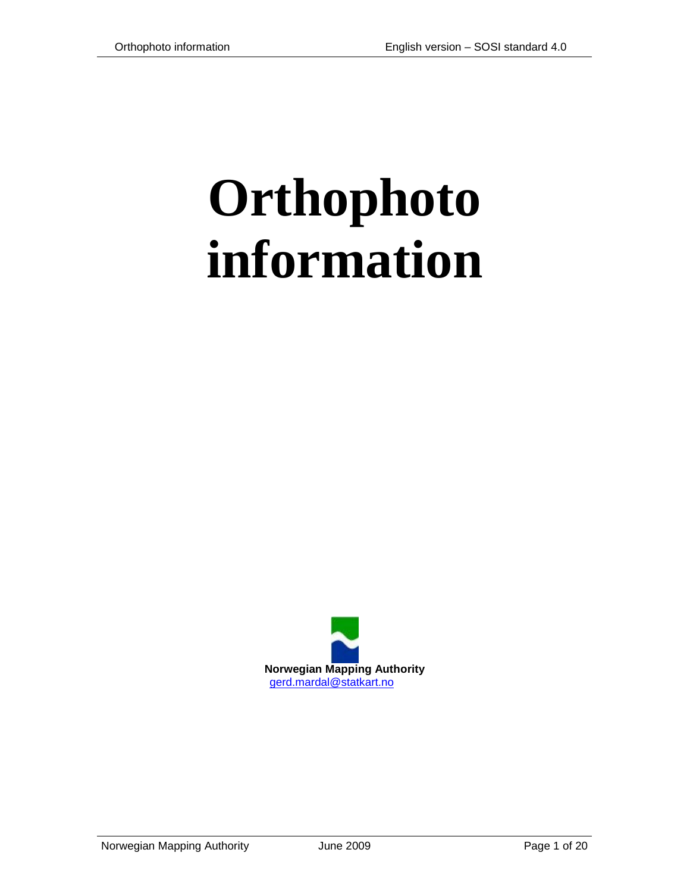# Orthophoto information

**Norwegian Mapping Authority**
gerd.mardal@statkart.no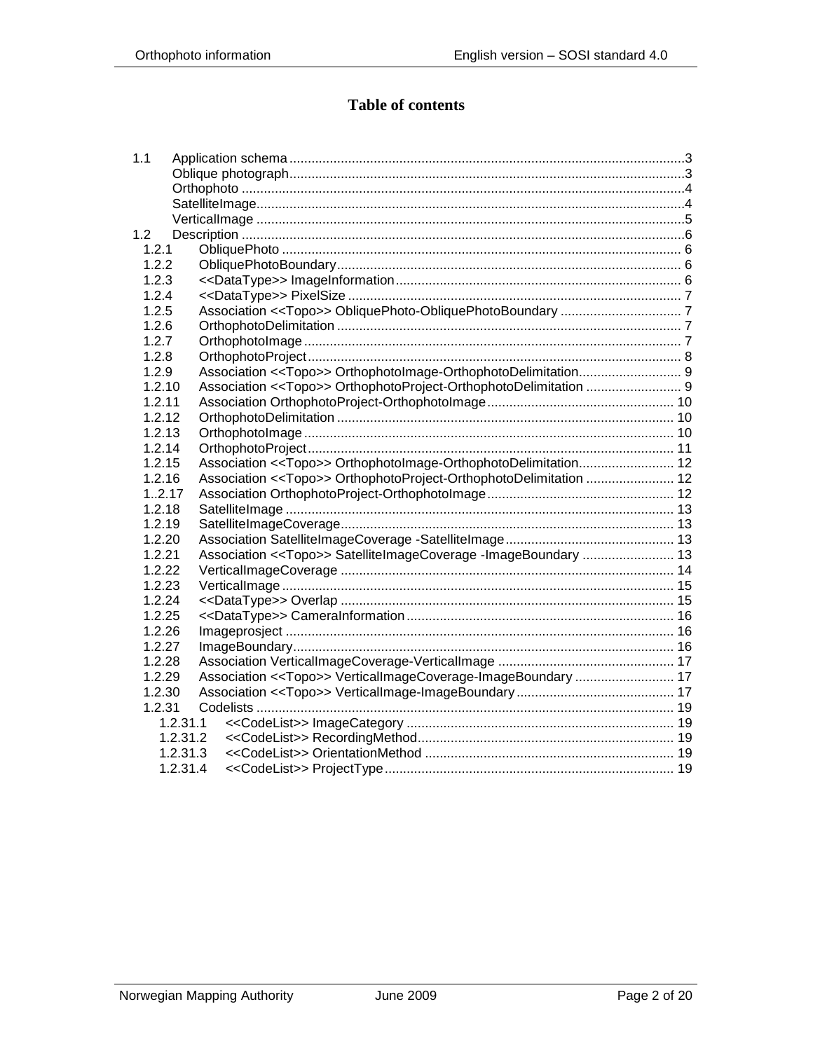# Table of contents

- 1.1 Application schema ....3
  - Oblique photograph ....3
  - Orthophoto ....4
  - SatelliteImage ....4
  - VerticalImage ....5
- 1.2 Description ....6
  - 1.2.1 ObliquePhoto .... 6
  - 1.2.2 ObliquePhotoBoundary .... 6
  - 1.2.3 <<DataType>> ImageInformation .... 6
  - 1.2.4 <<DataType>> PixelSize .... 7
  - 1.2.5 Association <<Topo>> ObliquePhoto-ObliquePhotoBoundary .... 7
  - 1.2.6 OrthophotoDelimitation .... 7
  - 1.2.7 OrthophotoImage .... 7
  - 1.2.8 OrthophotoProject .... 8
  - 1.2.9 Association <<Topo>> OrthophotoImage-OrthophotoDelimitation .... 9
  - 1.2.10 Association <<Topo>> OrthophotoProject-OrthophotoDelimitation .... 9
  - 1.2.11 Association OrthophotoProject-OrthophotoImage .... 10
  - 1.2.12 OrthophotoDelimitation .... 10
  - 1.2.13 OrthophotoImage .... 10
  - 1.2.14 OrthophotoProject .... 11
  - 1.2.15 Association <<Topo>> OrthophotoImage-OrthophotoDelimitation .... 12
  - 1.2.16 Association <<Topo>> OrthophotoProject-OrthophotoDelimitation .... 12
  - 1..2.17 Association OrthophotoProject-OrthophotoImage .... 12
  - 1.2.18 SatelliteImage .... 13
  - 1.2.19 SatelliteImageCoverage .... 13
  - 1.2.20 Association SatelliteImageCoverage -SatelliteImage .... 13
  - 1.2.21 Association <<Topo>> SatelliteImageCoverage -ImageBoundary .... 13
  - 1.2.22 VerticalImageCoverage .... 14
  - 1.2.23 VerticalImage .... 15
  - 1.2.24 <<DataType>> Overlap .... 15
  - 1.2.25 <<DataType>> CameraInformation .... 16
  - 1.2.26 Imageprosject .... 16
  - 1.2.27 ImageBoundary .... 16
  - 1.2.28 Association VerticalImageCoverage-VerticalImage .... 17
  - 1.2.29 Association <<Topo>> VerticalImageCoverage-ImageBoundary .... 17
  - 1.2.30 Association <<Topo>> VerticalImage-ImageBoundary .... 17
  - 1.2.31 Codelists .... 19
    - 1.2.31.1 <<CodeList>> ImageCategory .... 19
    - 1.2.31.2 <<CodeList>> RecordingMethod .... 19
    - 1.2.31.3 <<CodeList>> OrientationMethod .... 19
    - 1.2.31.4 <<CodeList>> ProjectType .... 19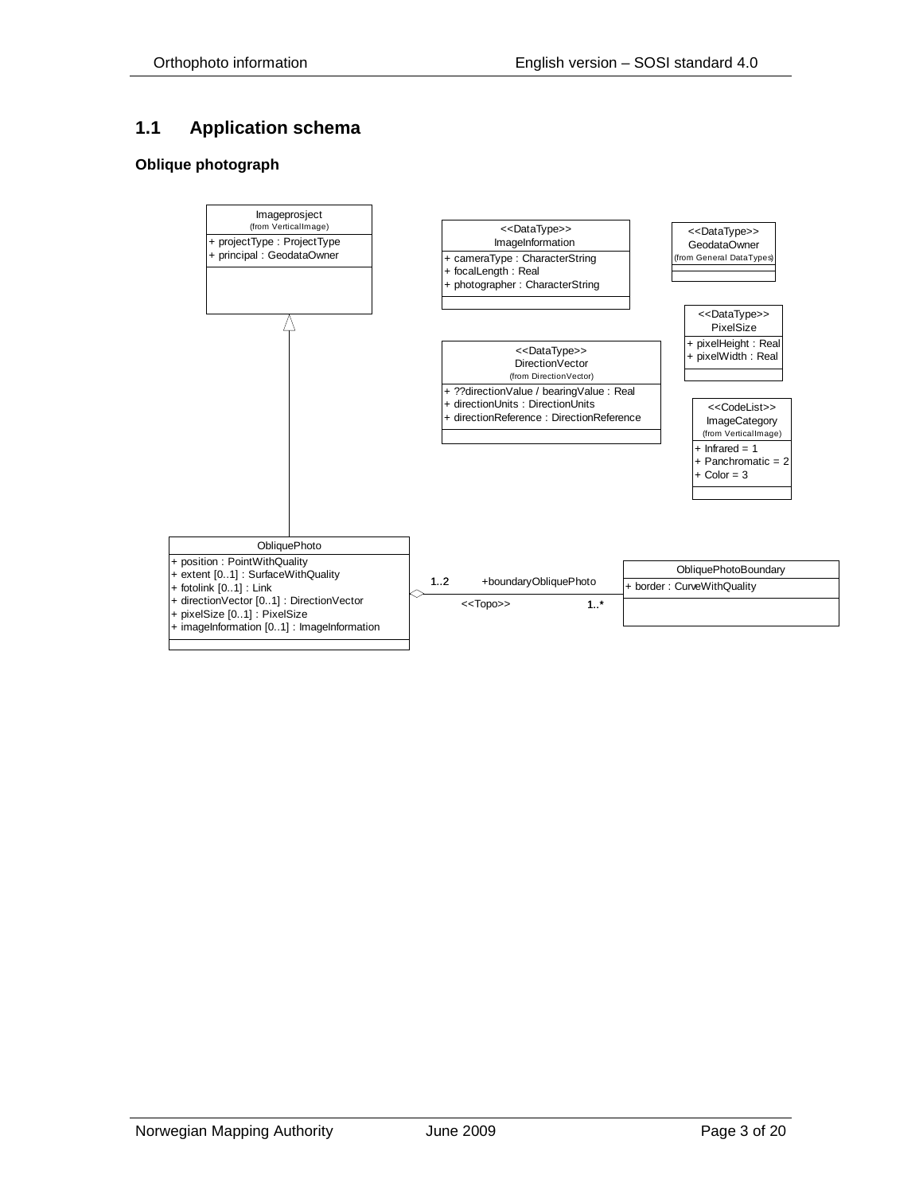## 1.1 Application schema

### Oblique photograph

**Imageprosject**
(from VerticalImage)
+ projectType : ProjectType
+ principal : GeodataOwner

**<<DataType>> ImageInformation**
+ cameraType : CharacterString
+ focalLength : Real
+ photographer : CharacterString

**<<DataType>> GeodataOwner**
(from General DataTypes)

**<<DataType>> PixelSize**
+ pixelHeight : Real
+ pixelWidth : Real

**<<DataType>> DirectionVector**
(from DirectionVector)
+ ??directionValue / bearingValue : Real
+ directionUnits : DirectionUnits
+ directionReference : DirectionReference

**<<CodeList>> ImageCategory**
(from VerticalImage)
+ Infrared = 1
+ Panchromatic = 2
+ Color = 3

**ObliquePhoto**
+ position : PointWithQuality
+ extent [0..1] : SurfaceWithQuality
+ fotolink [0..1] : Link
+ directionVector [0..1] : DirectionVector
+ pixelSize [0..1] : PixelSize
+ imageInformation [0..1] : ImageInformation

**ObliquePhotoBoundary**
+ border : CurveWithQuality

ObliquePhoto 1..2 — +boundaryObliquePhoto <<Topo>> — 1..* ObliquePhotoBoundary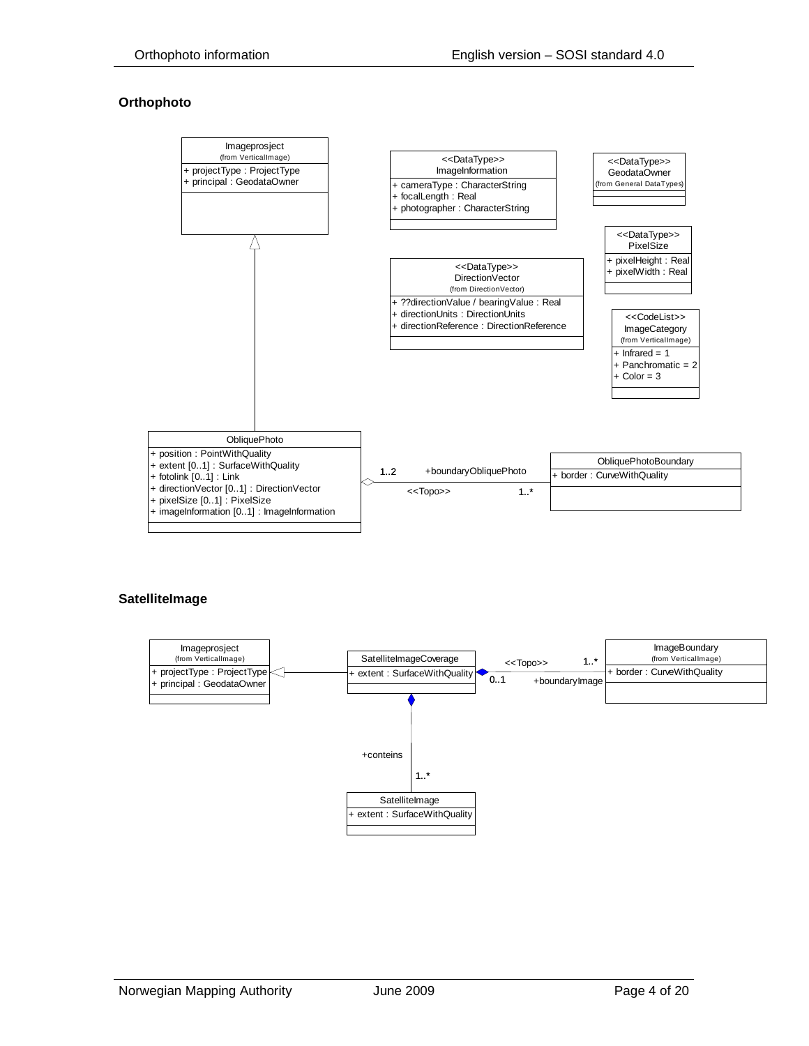## Orthophoto

```
Imageprosject
(from VerticalImage)
+ projectType : ProjectType
+ principal : GeodataOwner
```

```
<<DataType>>
ImageInformation
+ cameraType : CharacterString
+ focalLength : Real
+ photographer : CharacterString
```

```
<<DataType>>
GeodataOwner
(from General DataTypes)
```

```
<<DataType>>
PixelSize
+ pixelHeight : Real
+ pixelWidth : Real
```

```
<<DataType>>
DirectionVector
(from DirectionVector)
+ ??directionValue / bearingValue : Real
+ directionUnits : DirectionUnits
+ directionReference : DirectionReference
```

```
<<CodeList>>
ImageCategory
(from VerticalImage)
+ Infrared = 1
+ Panchromatic = 2
+ Color = 3
```

```
ObliquePhoto
+ position : PointWithQuality
+ extent [0..1] : SurfaceWithQuality
+ fotolink [0..1] : Link
+ directionVector [0..1] : DirectionVector
+ pixelSize [0..1] : PixelSize
+ imageInformation [0..1] : ImageInformation
```

```
ObliquePhotoBoundary
+ border : CurveWithQuality
```

ObliquePhoto 1..2 — <<Topo>> +boundaryObliquePhoto — 1..* ObliquePhotoBoundary

## SatelliteImage

```
Imageprosject
(from VerticalImage)
+ projectType : ProjectType
+ principal : GeodataOwner
```

```
SatelliteImageCoverage
+ extent : SurfaceWithQuality
```

```
ImageBoundary
(from VerticalImage)
+ border : CurveWithQuality
```

```
SatelliteImage
+ extent : SurfaceWithQuality
```

SatelliteImageCoverage 0..1 — <<Topo>> +boundaryImage — 1..* ImageBoundary

SatelliteImageCoverage — +conteins — 1..* SatelliteImage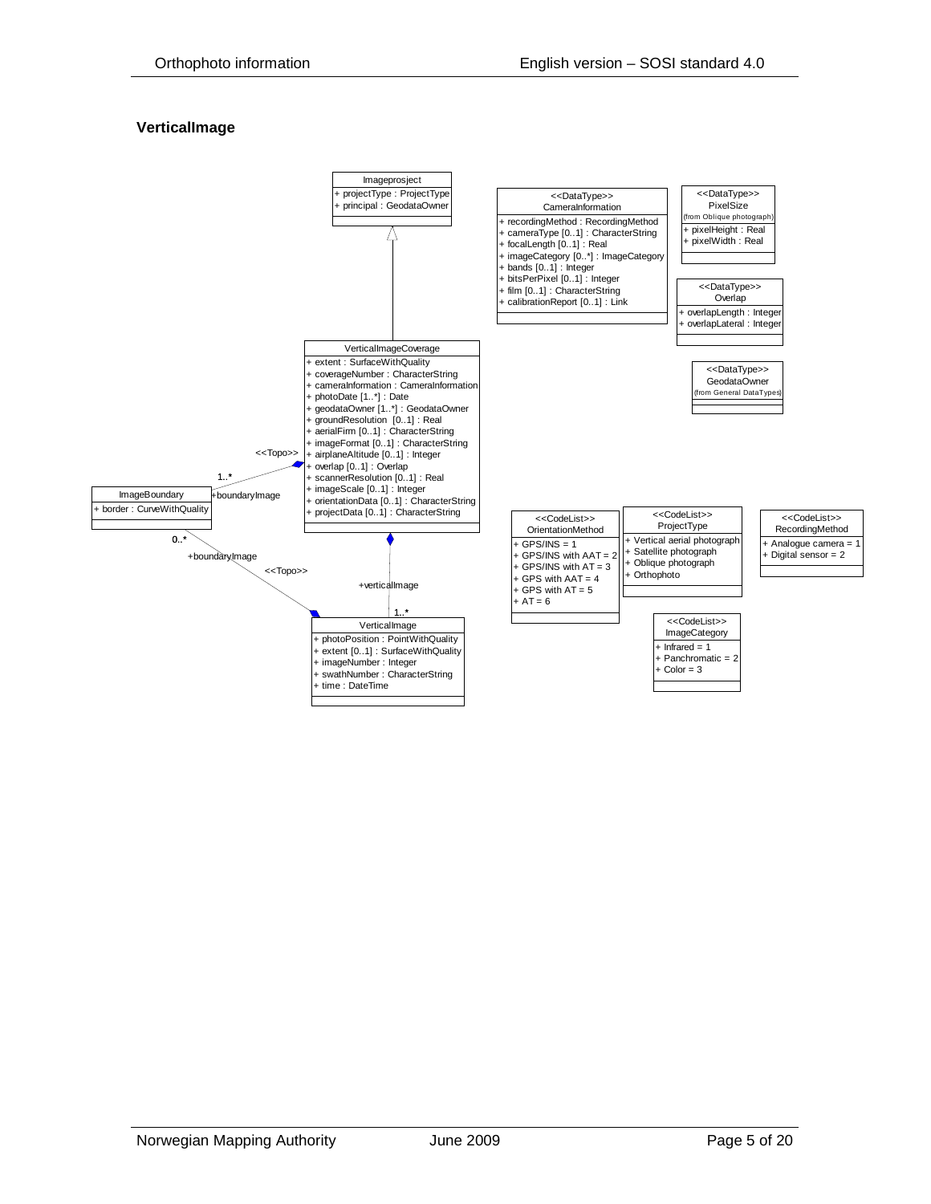### VerticalImage

**Imageprosjekt**
- + projectType : ProjectType
- + principal : GeodataOwner

**VerticalImageCoverage**
- + extent : SurfaceWithQuality
- + coverageNumber : CharacterString
- + cameraInformation : CameraInformation
- + photoDate [1..*] : Date
- + geodataOwner [1..*] : GeodataOwner
- + groundResolution [0..1] : Real
- + aerialFirm [0..1] : CharacterString
- + imageFormat [0..1] : CharacterString
- + airplaneAltitude [0..1] : Integer
- + overlap [0..1] : Overlap
- + scannerResolution [0..1] : Real
- + imageScale [0..1] : Integer
- + orientationData [0..1] : CharacterString
- + projectData [0..1] : CharacterString

**ImageBoundary**
- + border : CurveWithQuality

**VerticalImage**
- + photoPosition : PointWithQuality
- + extent [0..1] : SurfaceWithQuality
- + imageNumber : Integer
- + swathNumber : CharacterString
- + time : DateTime

Associations:
- VerticalImageCoverage → Imageprosjekt (generalization)
- VerticalImageCoverage ◆— ImageBoundary: <<Topo>> +boundaryImage 1..*
- VerticalImageCoverage ◆— VerticalImage: +verticalImage 1..*
- VerticalImage ◆— ImageBoundary: <<Topo>> +boundaryImage 0..*

**<<DataType>> CameraInformation**
- + recordingMethod : RecordingMethod
- + cameraType [0..1] : CharacterString
- + focalLength [0..1] : Real
- + imageCategory [0..*] : ImageCategory
- + bands [0..1] : Integer
- + bitsPerPixel [0..1] : Integer
- + film [0..1] : CharacterString
- + calibrationReport [0..1] : Link

**<<DataType>> PixelSize** (from Oblique photograph)
- + pixelHeight : Real
- + pixelWidth : Real

**<<DataType>> Overlap**
- + overlapLength : Integer
- + overlapLateral : Integer

**<<DataType>> GeodataOwner** (from General DataTypes)

**<<CodeList>> OrientationMethod**
- + GPS/INS = 1
- + GPS/INS with AAT = 2
- + GPS/INS with AT = 3
- + GPS with AAT = 4
- + GPS with AT = 5
- + AT = 6

**<<CodeList>> ProjectType**
- + Vertical aerial photograph
- + Satellite photograph
- + Oblique photograph
- + Orthophoto

**<<CodeList>> RecordingMethod**
- + Analogue camera = 1
- + Digital sensor = 2

**<<CodeList>> ImageCategory**
- + Infrared = 1
- + Panchromatic = 2
- + Color = 3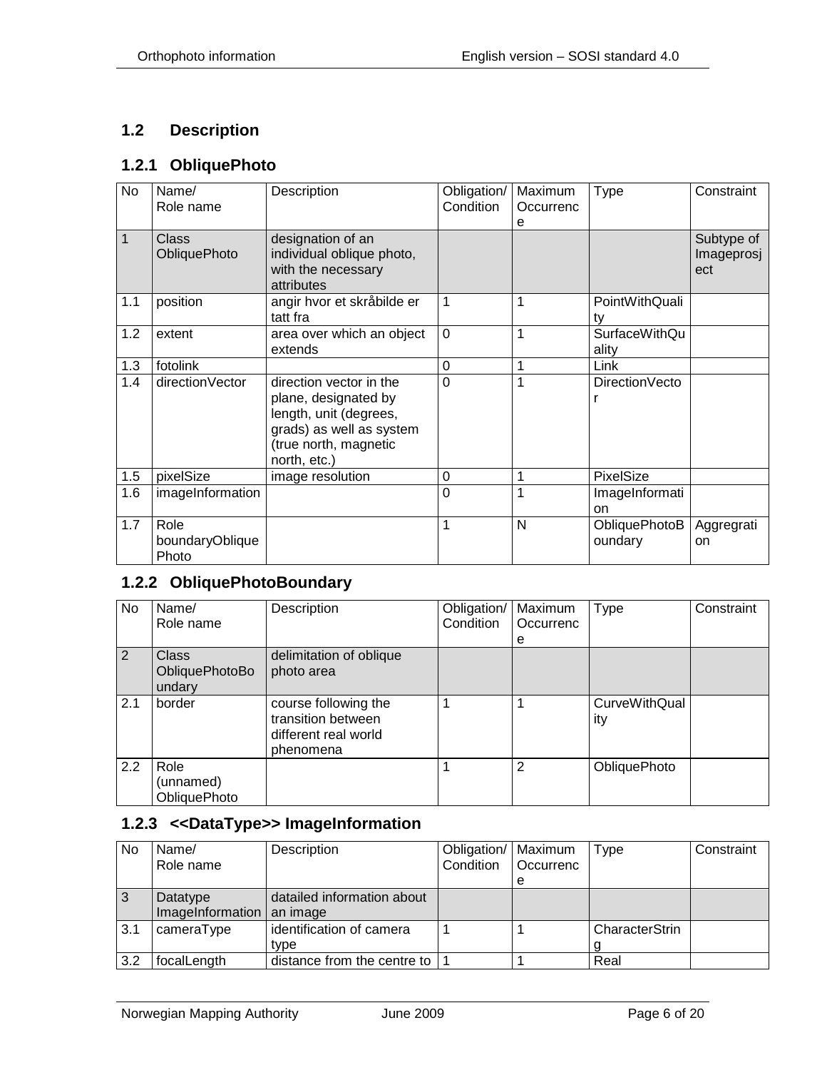## 1.2 Description

### 1.2.1 ObliquePhoto

| No | Name/ Role name | Description | Obligation/ Condition | Maximum Occurrence | Type | Constraint |
|---|---|---|---|---|---|---|
| 1 | Class ObliquePhoto | designation of an individual oblique photo, with the necessary attributes | | | | Subtype of Imageprosject |
| 1.1 | position | angir hvor et skråbilde er tatt fra | 1 | 1 | PointWithQuality | |
| 1.2 | extent | area over which an object extends | 0 | 1 | SurfaceWithQuality | |
| 1.3 | fotolink | | 0 | 1 | Link | |
| 1.4 | directionVector | direction vector in the plane, designated by length, unit (degrees, grads) as well as system (true north, magnetic north, etc.) | 0 | 1 | DirectionVector | |
| 1.5 | pixelSize | image resolution | 0 | 1 | PixelSize | |
| 1.6 | imageInformation | | 0 | 1 | ImageInformation | |
| 1.7 | Role boundaryObliquePhoto | | 1 | N | ObliquePhotoBoundary | Aggregration |

### 1.2.2 ObliquePhotoBoundary

| No | Name/ Role name | Description | Obligation/ Condition | Maximum Occurrence | Type | Constraint |
|---|---|---|---|---|---|---|
| 2 | Class ObliquePhotoBoundary | delimitation of oblique photo area | | | | |
| 2.1 | border | course following the transition between different real world phenomena | 1 | 1 | CurveWithQuality | |
| 2.2 | Role (unnamed) ObliquePhoto | | 1 | 2 | ObliquePhoto | |

### 1.2.3 <<DataType>> ImageInformation

| No | Name/ Role name | Description | Obligation/ Condition | Maximum Occurrence | Type | Constraint |
|---|---|---|---|---|---|---|
| 3 | Datatype ImageInformation | datailed information about an image | | | | |
| 3.1 | cameraType | identification of camera type | 1 | 1 | CharacterString | |
| 3.2 | focalLength | distance from the centre to | 1 | 1 | Real | |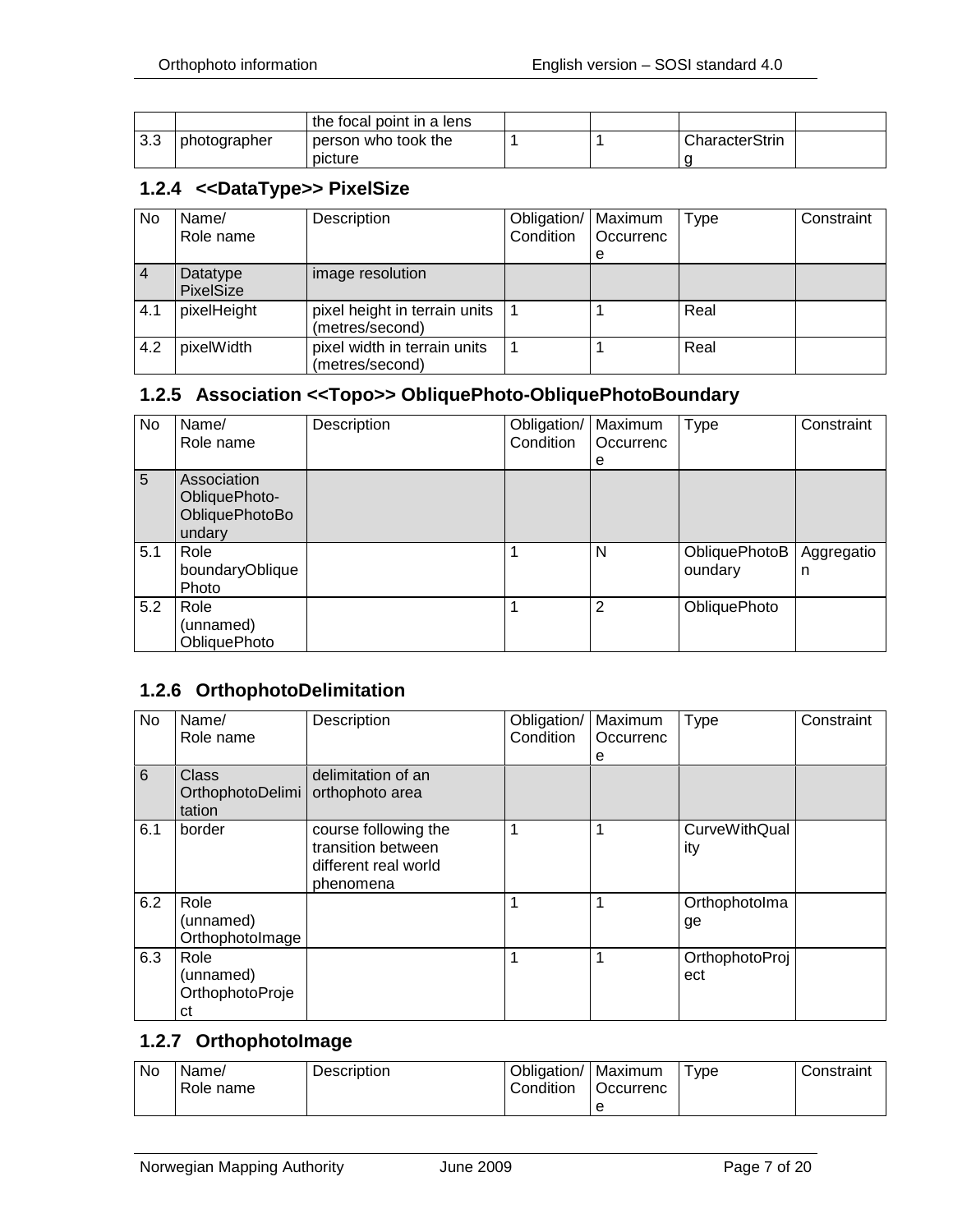|  |  | the focal point in a lens |  |  |  |  |
|---|---|---|---|---|---|---|
| 3.3 | photographer | person who took the picture | 1 | 1 | CharacterString |  |

### 1.2.4 <<DataType>> PixelSize

| No | Name/ Role name | Description | Obligation/ Condition | Maximum Occurrence | Type | Constraint |
|---|---|---|---|---|---|---|
| 4 | Datatype PixelSize | image resolution |  |  |  |  |
| 4.1 | pixelHeight | pixel height in terrain units (metres/second) | 1 | 1 | Real |  |
| 4.2 | pixelWidth | pixel width in terrain units (metres/second) | 1 | 1 | Real |  |

### 1.2.5 Association <<Topo>> ObliquePhoto-ObliquePhotoBoundary

| No | Name/ Role name | Description | Obligation/ Condition | Maximum Occurrence | Type | Constraint |
|---|---|---|---|---|---|---|
| 5 | Association ObliquePhoto-ObliquePhotoBoundary |  |  |  |  |  |
| 5.1 | Role boundaryObliquePhoto |  | 1 | N | ObliquePhotoBoundary | Aggregation |
| 5.2 | Role (unnamed) ObliquePhoto |  | 1 | 2 | ObliquePhoto |  |

### 1.2.6 OrthophotoDelimitation

| No | Name/ Role name | Description | Obligation/ Condition | Maximum Occurrence | Type | Constraint |
|---|---|---|---|---|---|---|
| 6 | Class OrthophotoDelimitation | delimitation of an orthophoto area |  |  |  |  |
| 6.1 | border | course following the transition between different real world phenomena | 1 | 1 | CurveWithQuality |  |
| 6.2 | Role (unnamed) OrthophotoImage |  | 1 | 1 | OrthophotoImage |  |
| 6.3 | Role (unnamed) OrthophotoProject |  | 1 | 1 | OrthophotoProject |  |

### 1.2.7 OrthophotoImage

| No | Name/ Role name | Description | Obligation/ Condition | Maximum Occurrence | Type | Constraint |
|---|---|---|---|---|---|---|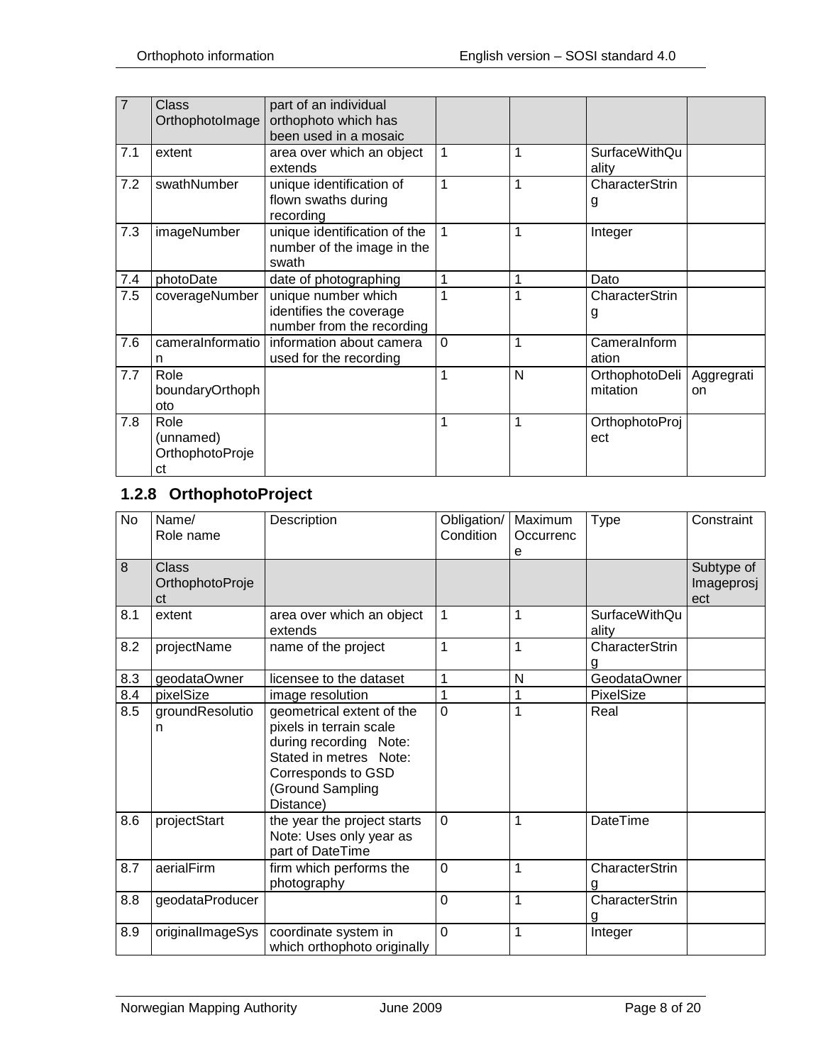| 7 | Class OrthophotoImage | part of an individual orthophoto which has been used in a mosaic | | | | |
|---|---|---|---|---|---|---|
| 7.1 | extent | area over which an object extends | 1 | 1 | SurfaceWithQuality | |
| 7.2 | swathNumber | unique identification of flown swaths during recording | 1 | 1 | CharacterString | |
| 7.3 | imageNumber | unique identification of the number of the image in the swath | 1 | 1 | Integer | |
| 7.4 | photoDate | date of photographing | 1 | 1 | Dato | |
| 7.5 | coverageNumber | unique number which identifies the coverage number from the recording | 1 | 1 | CharacterString | |
| 7.6 | cameraInformation | information about camera used for the recording | 0 | 1 | CameraInformation | |
| 7.7 | Role boundaryOrthophoto | | 1 | N | OrthophotoDelimitation | Aggregration |
| 7.8 | Role (unnamed) OrthophotoProject | | 1 | 1 | OrthophotoProject | |

### 1.2.8 OrthophotoProject

| No | Name/ Role name | Description | Obligation/ Condition | Maximum Occurrence | Type | Constraint |
|---|---|---|---|---|---|---|
| 8 | Class OrthophotoProject | | | | | Subtype of Imageprosject |
| 8.1 | extent | area over which an object extends | 1 | 1 | SurfaceWithQuality | |
| 8.2 | projectName | name of the project | 1 | 1 | CharacterString | |
| 8.3 | geodataOwner | licensee to the dataset | 1 | N | GeodataOwner | |
| 8.4 | pixelSize | image resolution | 1 | 1 | PixelSize | |
| 8.5 | groundResolution | geometrical extent of the pixels in terrain scale during recording Note: Stated in metres Note: Corresponds to GSD (Ground Sampling Distance) | 0 | 1 | Real | |
| 8.6 | projectStart | the year the project starts Note: Uses only year as part of DateTime | 0 | 1 | DateTime | |
| 8.7 | aerialFirm | firm which performs the photography | 0 | 1 | CharacterString | |
| 8.8 | geodataProducer | | 0 | 1 | CharacterString | |
| 8.9 | originalImageSys | coordinate system in which orthophoto originally | 0 | 1 | Integer | |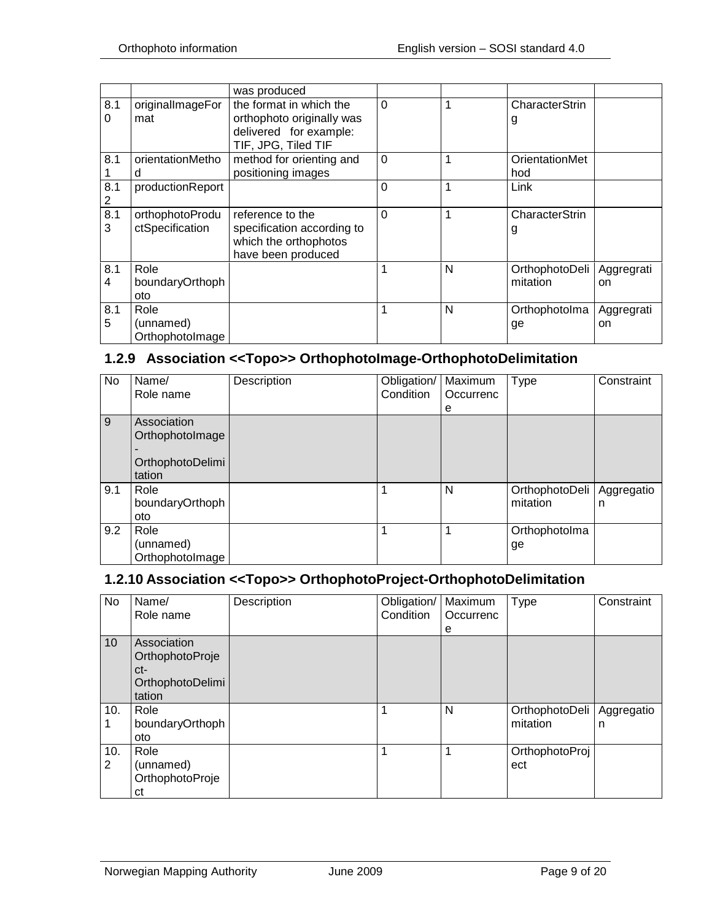| | | was produced | | | | |
|---|---|---|---|---|---|---|
| 8.10 | originalImageFormat | the format in which the orthophoto originally was delivered for example: TIF, JPG, Tiled TIF | 0 | 1 | CharacterString | |
| 8.11 | orientationMethod | method for orienting and positioning images | 0 | 1 | OrientationMethod | |
| 8.12 | productionReport | | 0 | 1 | Link | |
| 8.13 | orthophotoProductSpecification | reference to the specification according to which the orthophotos have been produced | 0 | 1 | CharacterString | |
| 8.14 | Role boundaryOrthophoto | | 1 | N | OrthophotoDelimitation | Aggregration |
| 8.15 | Role (unnamed) OrthophotoImage | | 1 | N | OrthophotoImage | Aggregration |

### 1.2.9 Association <<Topo>> OrthophotoImage-OrthophotoDelimitation

| No | Name/ Role name | Description | Obligation/ Condition | Maximum Occurrence | Type | Constraint |
|---|---|---|---|---|---|---|
| 9 | Association OrthophotoImage-OrthophotoDelimitation | | | | | |
| 9.1 | Role boundaryOrthophoto | | 1 | N | OrthophotoDelimitation | Aggregation |
| 9.2 | Role (unnamed) OrthophotoImage | | 1 | 1 | OrthophotoImage | |

### 1.2.10 Association <<Topo>> OrthophotoProject-OrthophotoDelimitation

| No | Name/ Role name | Description | Obligation/ Condition | Maximum Occurrence | Type | Constraint |
|---|---|---|---|---|---|---|
| 10 | Association OrthophotoProject-OrthophotoDelimitation | | | | | |
| 10.1 | Role boundaryOrthophoto | | 1 | N | OrthophotoDelimitation | Aggregation |
| 10.2 | Role (unnamed) OrthophotoProject | | 1 | 1 | OrthophotoProject | |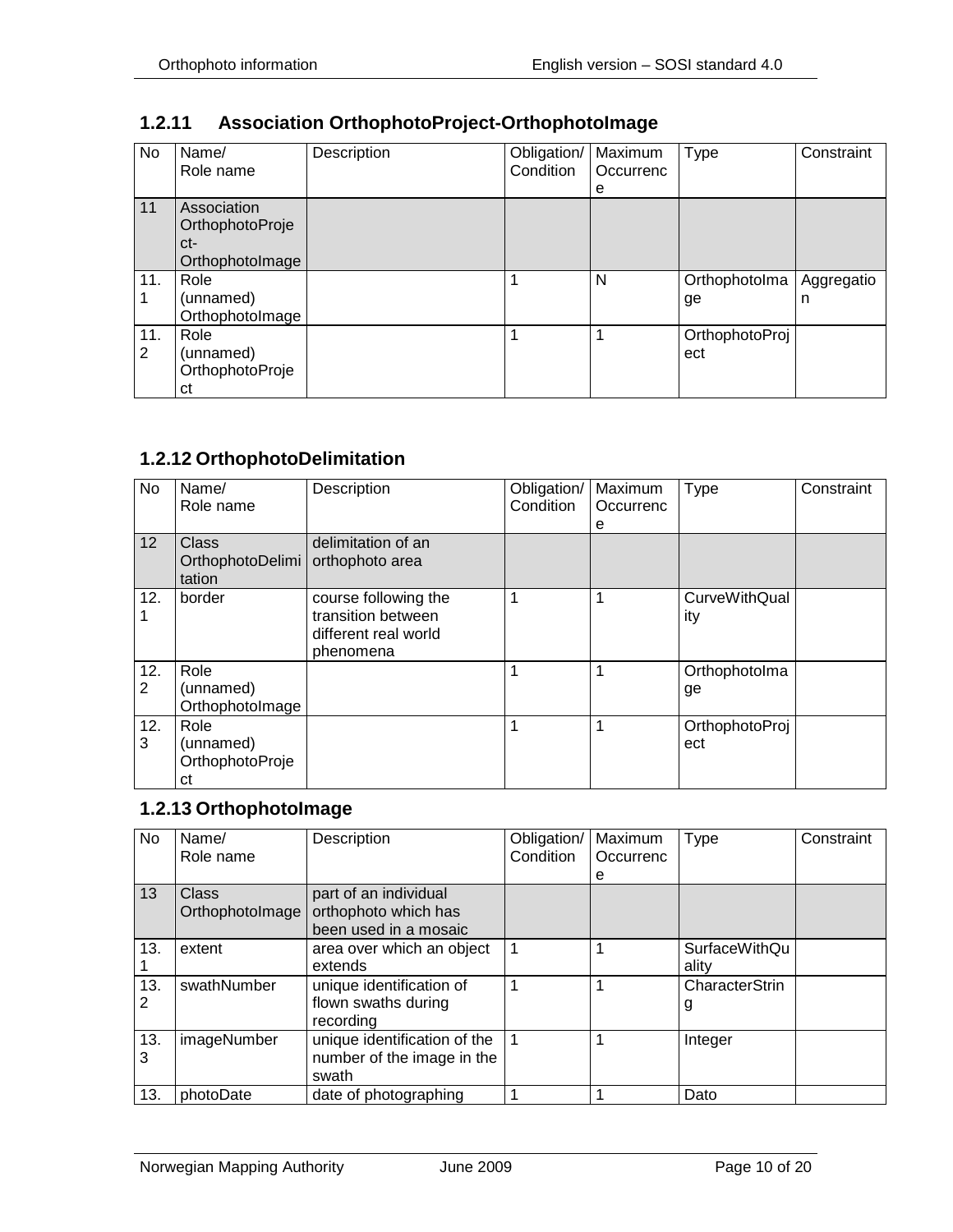### 1.2.11 Association OrthophotoProject-OrthophotoImage

| No | Name/ Role name | Description | Obligation/ Condition | Maximum Occurrence | Type | Constraint |
|---|---|---|---|---|---|---|
| 11 | Association OrthophotoProject-OrthophotoImage | | | | | |
| 11.1 | Role (unnamed) OrthophotoImage | | 1 | N | OrthophotoImage | Aggregation |
| 11.2 | Role (unnamed) OrthophotoProject | | 1 | 1 | OrthophotoProject | |

### 1.2.12 OrthophotoDelimitation

| No | Name/ Role name | Description | Obligation/ Condition | Maximum Occurrence | Type | Constraint |
|---|---|---|---|---|---|---|
| 12 | Class OrthophotoDelimitation | delimitation of an orthophoto area | | | | |
| 12.1 | border | course following the transition between different real world phenomena | 1 | 1 | CurveWithQuality | |
| 12.2 | Role (unnamed) OrthophotoImage | | 1 | 1 | OrthophotoImage | |
| 12.3 | Role (unnamed) OrthophotoProject | | 1 | 1 | OrthophotoProject | |

### 1.2.13 OrthophotoImage

| No | Name/ Role name | Description | Obligation/ Condition | Maximum Occurrence | Type | Constraint |
|---|---|---|---|---|---|---|
| 13 | Class OrthophotoImage | part of an individual orthophoto which has been used in a mosaic | | | | |
| 13.1 | extent | area over which an object extends | 1 | 1 | SurfaceWithQuality | |
| 13.2 | swathNumber | unique identification of flown swaths during recording | 1 | 1 | CharacterString | |
| 13.3 | imageNumber | unique identification of the number of the image in the swath | 1 | 1 | Integer | |
| 13. | photoDate | date of photographing | 1 | 1 | Dato | |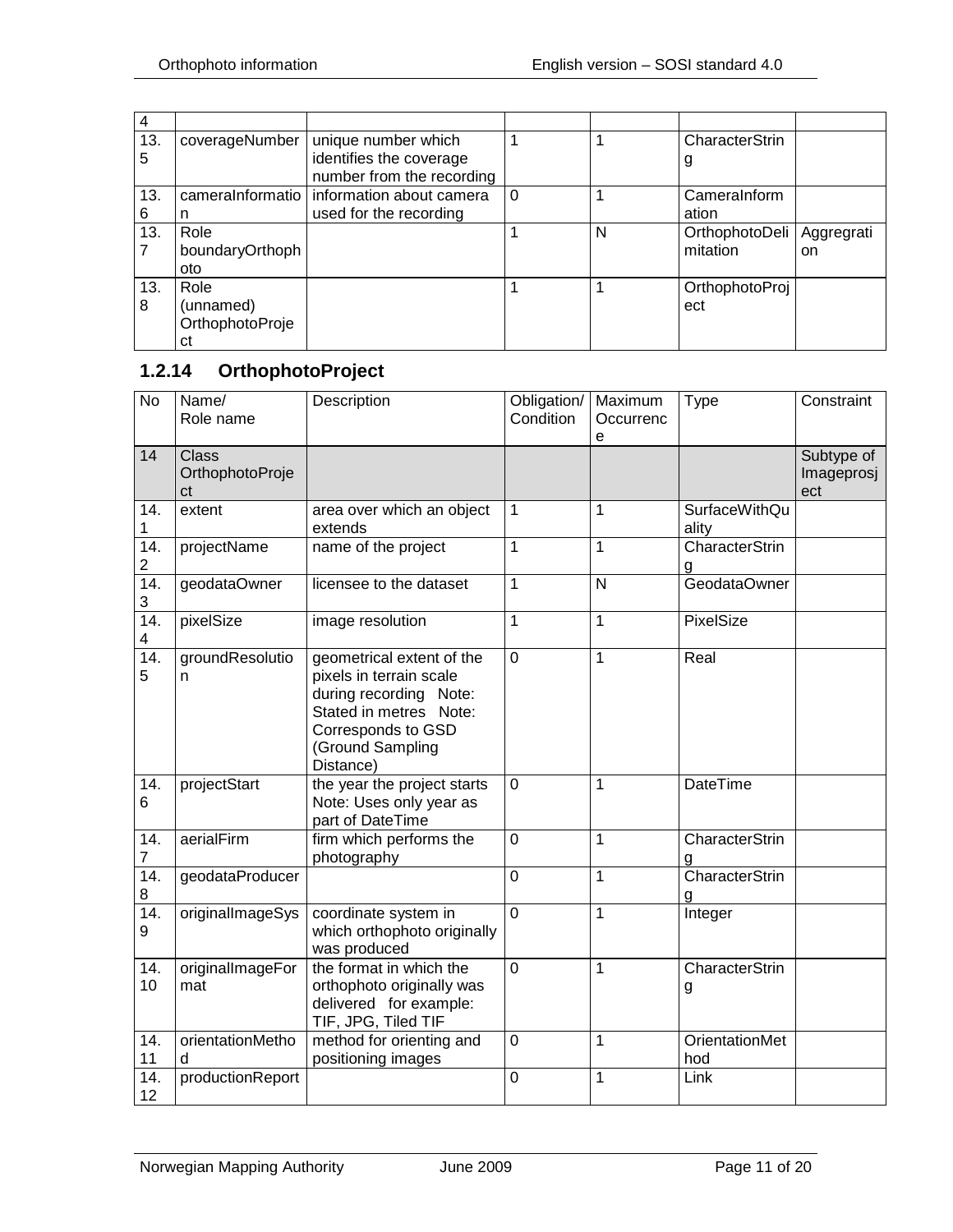| 4 | | | | | | |
|---|---|---|---|---|---|---|
| 13.5 | coverageNumber | unique number which identifies the coverage number from the recording | 1 | 1 | CharacterString | |
| 13.6 | cameraInformation | information about camera used for the recording | 0 | 1 | CameraInformation | |
| 13.7 | Role boundaryOrthophoto | | 1 | N | OrthophotoDelimitation | Aggregration |
| 13.8 | Role (unnamed) OrthophotoProject | | 1 | 1 | OrthophotoProject | |

### 1.2.14 OrthophotoProject

| No | Name/ Role name | Description | Obligation/ Condition | Maximum Occurrence | Type | Constraint |
|---|---|---|---|---|---|---|
| 14 | Class OrthophotoProject | | | | | Subtype of Imageprosject |
| 14.1 | extent | area over which an object extends | 1 | 1 | SurfaceWithQuality | |
| 14.2 | projectName | name of the project | 1 | 1 | CharacterString | |
| 14.3 | geodataOwner | licensee to the dataset | 1 | N | GeodataOwner | |
| 14.4 | pixelSize | image resolution | 1 | 1 | PixelSize | |
| 14.5 | groundResolution | geometrical extent of the pixels in terrain scale during recording Note: Stated in metres Note: Corresponds to GSD (Ground Sampling Distance) | 0 | 1 | Real | |
| 14.6 | projectStart | the year the project starts Note: Uses only year as part of DateTime | 0 | 1 | DateTime | |
| 14.7 | aerialFirm | firm which performs the photography | 0 | 1 | CharacterString | |
| 14.8 | geodataProducer | | 0 | 1 | CharacterString | |
| 14.9 | originalImageSys | coordinate system in which orthophoto originally was produced | 0 | 1 | Integer | |
| 14.10 | originalImageFormat | the format in which the orthophoto originally was delivered for example: TIF, JPG, Tiled TIF | 0 | 1 | CharacterString | |
| 14.11 | orientationMethod | method for orienting and positioning images | 0 | 1 | OrientationMethod | |
| 14.12 | productionReport | | 0 | 1 | Link | |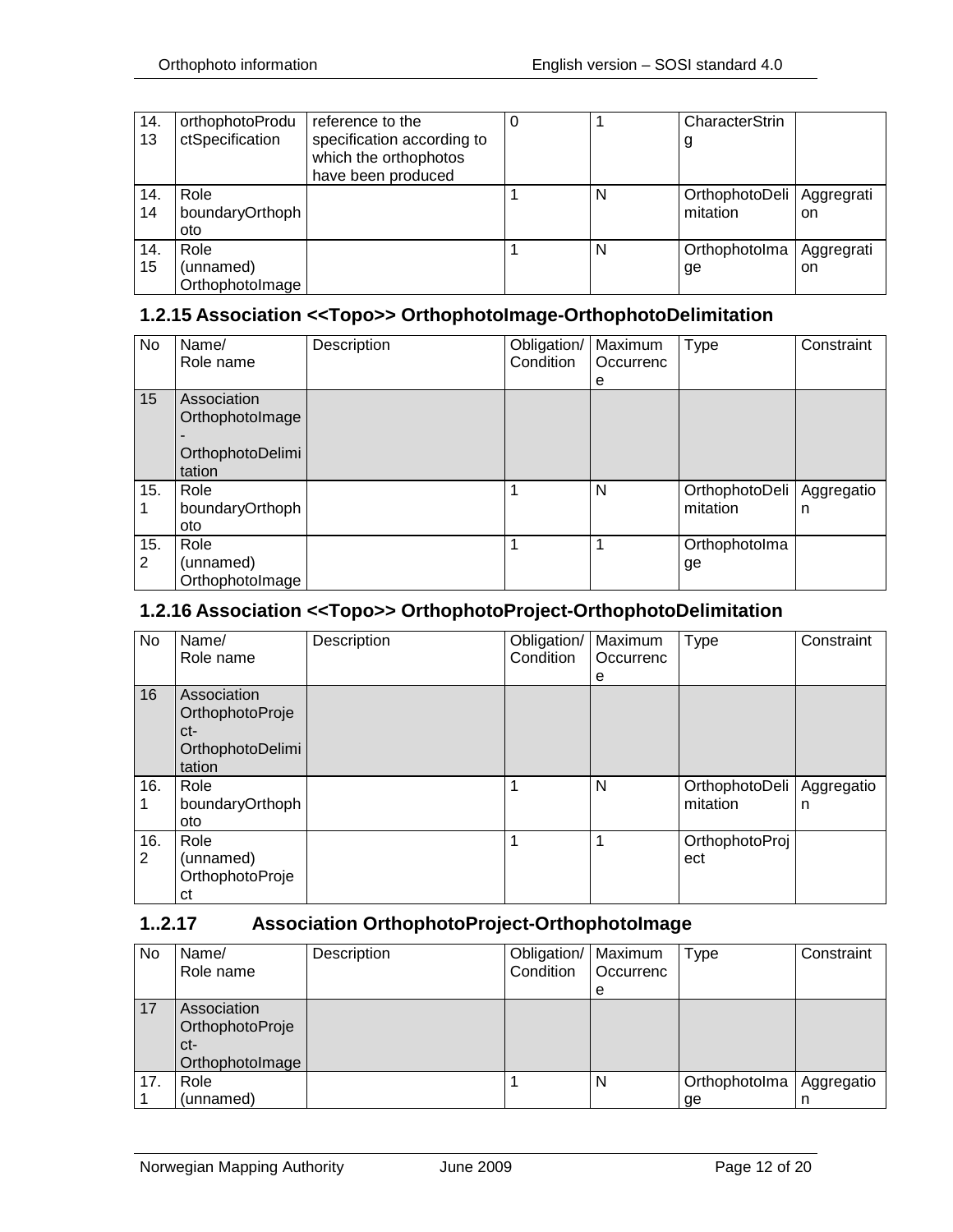| 14.13 | orthophotoProductSpecification | reference to the specification according to which the orthophotos have been produced | 0 | 1 | CharacterString | |
|---|---|---|---|---|---|---|
| 14.14 | Role boundaryOrthophoto | | 1 | N | OrthophotoDelimitation | Aggregration |
| 14.15 | Role (unnamed) OrthophotoImage | | 1 | N | OrthophotoImage | Aggregration |

### 1.2.15 Association <<Topo>> OrthophotoImage-OrthophotoDelimitation

| No | Name/ Role name | Description | Obligation/ Condition | Maximum Occurrence | Type | Constraint |
|---|---|---|---|---|---|---|
| 15 | Association OrthophotoImage - OrthophotoDelimitation | | | | | |
| 15.1 | Role boundaryOrthophoto | | 1 | N | OrthophotoDelimitation | Aggregation |
| 15.2 | Role (unnamed) OrthophotoImage | | 1 | 1 | OrthophotoImage | |

### 1.2.16 Association <<Topo>> OrthophotoProject-OrthophotoDelimitation

| No | Name/ Role name | Description | Obligation/ Condition | Maximum Occurrence | Type | Constraint |
|---|---|---|---|---|---|---|
| 16 | Association OrthophotoProject-OrthophotoDelimitation | | | | | |
| 16.1 | Role boundaryOrthophoto | | 1 | N | OrthophotoDelimitation | Aggregation |
| 16.2 | Role (unnamed) OrthophotoProject | | 1 | 1 | OrthophotoProject | |

### 1..2.17 Association OrthophotoProject-OrthophotoImage

| No | Name/ Role name | Description | Obligation/ Condition | Maximum Occurrence | Type | Constraint |
|---|---|---|---|---|---|---|
| 17 | Association OrthophotoProject-OrthophotoImage | | | | | |
| 17.1 | Role (unnamed) | | 1 | N | OrthophotoImage | Aggregation |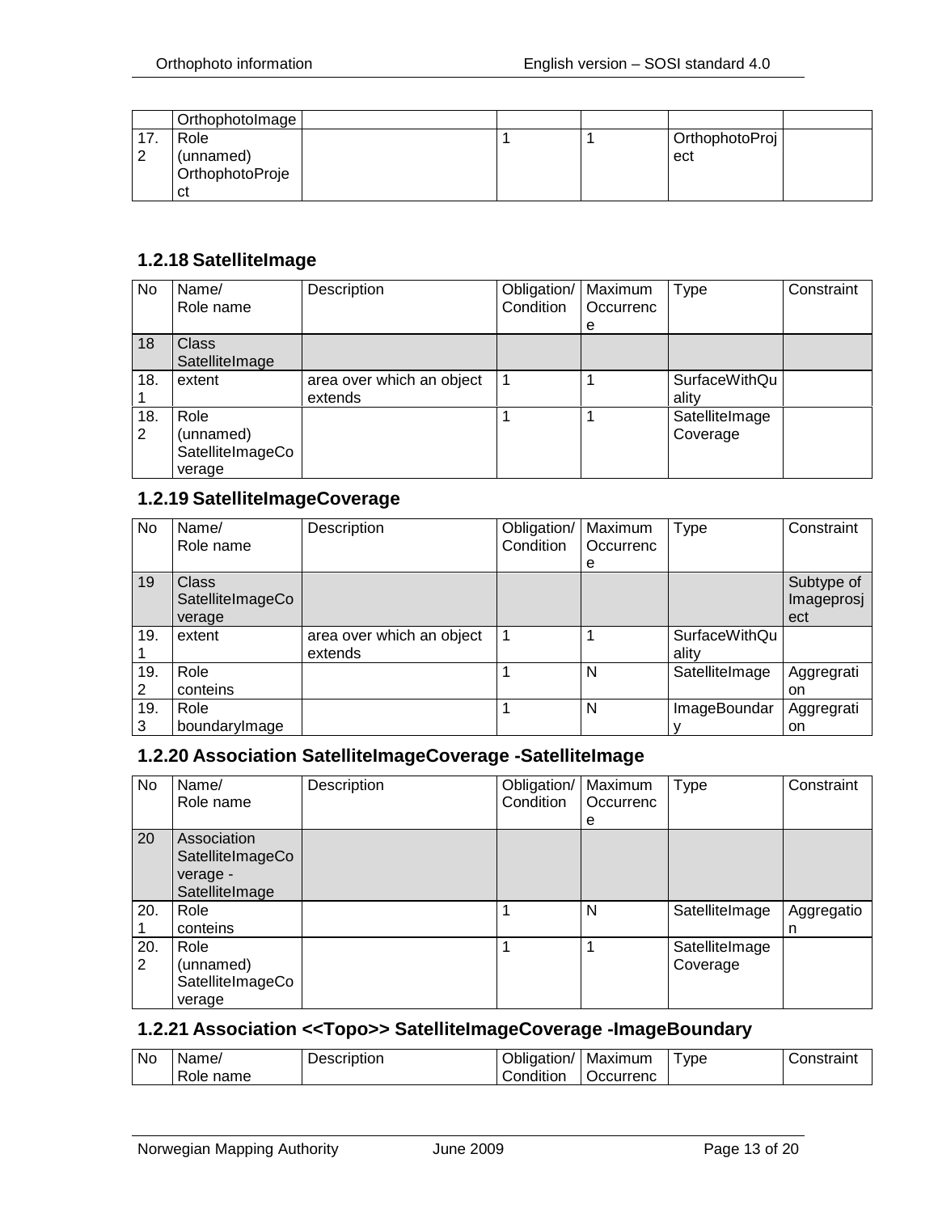| No | Name/<br>Role name | Description | Obligation/<br>Condition | Maximum<br>Occurrence | Type | Constraint |
|---|---|---|---|---|---|---|
| | OrthophotoImage | | | | | |
| 17.2 | Role<br>(unnamed)<br>OrthophotoProject | | 1 | 1 | OrthophotoProject | |

### 1.2.18 SatelliteImage

| No | Name/<br>Role name | Description | Obligation/<br>Condition | Maximum<br>Occurrence | Type | Constraint |
|---|---|---|---|---|---|---|
| 18 | Class<br>SatelliteImage | | | | | |
| 18.1 | extent | area over which an object extends | 1 | 1 | SurfaceWithQuality | |
| 18.2 | Role<br>(unnamed)<br>SatelliteImageCoverage | | 1 | 1 | SatelliteImageCoverage | |

### 1.2.19 SatelliteImageCoverage

| No | Name/<br>Role name | Description | Obligation/<br>Condition | Maximum<br>Occurrence | Type | Constraint |
|---|---|---|---|---|---|---|
| 19 | Class<br>SatelliteImageCoverage | | | | | Subtype of Imageprosject |
| 19.1 | extent | area over which an object extends | 1 | 1 | SurfaceWithQuality | |
| 19.2 | Role<br>conteins | | 1 | N | SatelliteImage | Aggregration |
| 19.3 | Role<br>boundaryImage | | 1 | N | ImageBoundary | Aggregration |

### 1.2.20 Association SatelliteImageCoverage -SatelliteImage

| No | Name/<br>Role name | Description | Obligation/<br>Condition | Maximum<br>Occurrence | Type | Constraint |
|---|---|---|---|---|---|---|
| 20 | Association<br>SatelliteImageCoverage - SatelliteImage | | | | | |
| 20.1 | Role<br>conteins | | 1 | N | SatelliteImage | Aggregation |
| 20.2 | Role<br>(unnamed)<br>SatelliteImageCoverage | | 1 | 1 | SatelliteImageCoverage | |

### 1.2.21 Association <<Topo>> SatelliteImageCoverage -ImageBoundary

| No | Name/<br>Role name | Description | Obligation/<br>Condition | Maximum<br>Occurrenc | Type | Constraint |
|---|---|---|---|---|---|---|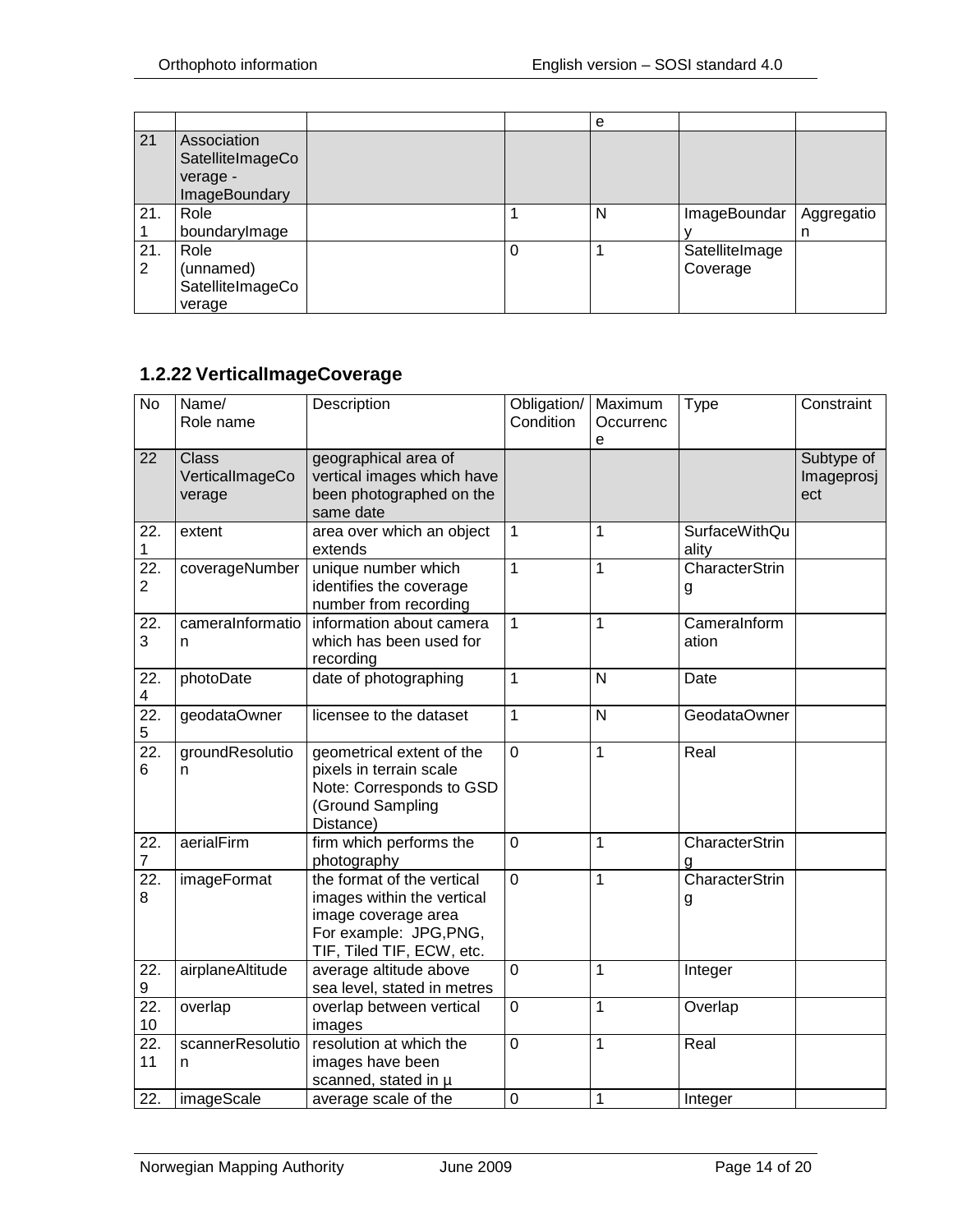| | | | | e | | |
|---|---|---|---|---|---|---|
| 21 | Association SatelliteImageCoverage - ImageBoundary | | | | | |
| 21.1 | Role boundaryImage | | 1 | N | ImageBoundary | Aggregation |
| 21.2 | Role (unnamed) SatelliteImageCoverage | | 0 | 1 | SatelliteImageCoverage | |

### 1.2.22 VerticalImageCoverage

| No | Name/ Role name | Description | Obligation/ Condition | Maximum Occurrence | Type | Constraint |
|---|---|---|---|---|---|---|
| 22 | Class VerticalImageCoverage | geographical area of vertical images which have been photographed on the same date | | | | Subtype of Imageprosject |
| 22.1 | extent | area over which an object extends | 1 | 1 | SurfaceWithQuality | |
| 22.2 | coverageNumber | unique number which identifies the coverage number from recording | 1 | 1 | CharacterString | |
| 22.3 | cameraInformation | information about camera which has been used for recording | 1 | 1 | CameraInformation | |
| 22.4 | photoDate | date of photographing | 1 | N | Date | |
| 22.5 | geodataOwner | licensee to the dataset | 1 | N | GeodataOwner | |
| 22.6 | groundResolution | geometrical extent of the pixels in terrain scale Note: Corresponds to GSD (Ground Sampling Distance) | 0 | 1 | Real | |
| 22.7 | aerialFirm | firm which performs the photography | 0 | 1 | CharacterString | |
| 22.8 | imageFormat | the format of the vertical images within the vertical image coverage area For example: JPG,PNG, TIF, Tiled TIF, ECW, etc. | 0 | 1 | CharacterString | |
| 22.9 | airplaneAltitude | average altitude above sea level, stated in metres | 0 | 1 | Integer | |
| 22.10 | overlap | overlap between vertical images | 0 | 1 | Overlap | |
| 22.11 | scannerResolution | resolution at which the images have been scanned, stated in µ | 0 | 1 | Real | |
| 22. | imageScale | average scale of the | 0 | 1 | Integer | |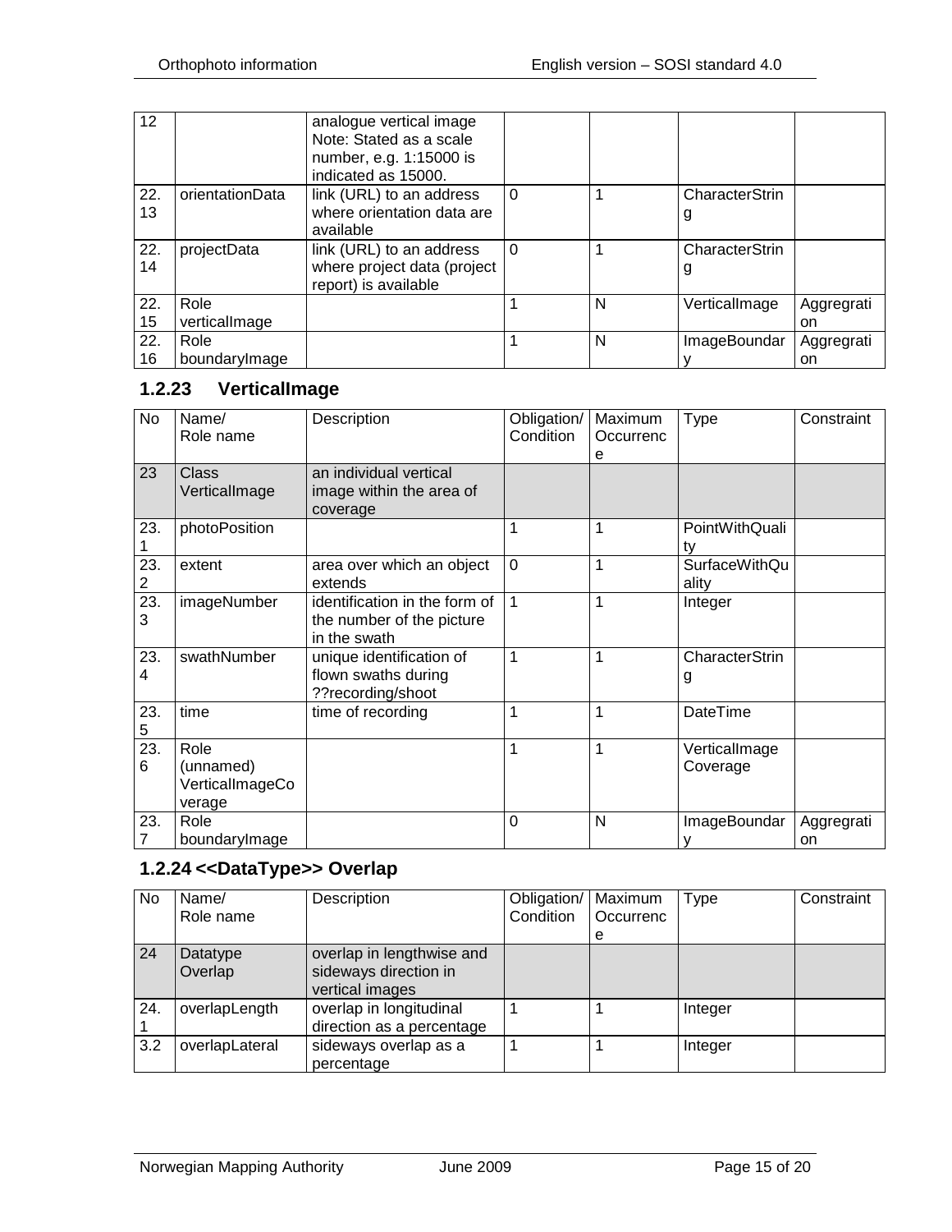| 12 | | analogue vertical image Note: Stated as a scale number, e.g. 1:15000 is indicated as 15000. | | | | |
|---|---|---|---|---|---|---|
| 22.13 | orientationData | link (URL) to an address where orientation data are available | 0 | 1 | CharacterString | |
| 22.14 | projectData | link (URL) to an address where project data (project report) is available | 0 | 1 | CharacterString | |
| 22.15 | Role verticalImage | | 1 | N | VerticalImage | Aggregration |
| 22.16 | Role boundaryImage | | 1 | N | ImageBoundary | Aggregration |

### 1.2.23 VerticalImage

| No | Name/ Role name | Description | Obligation/ Condition | Maximum Occurrence | Type | Constraint |
|---|---|---|---|---|---|---|
| 23 | Class VerticalImage | an individual vertical image within the area of coverage | | | | |
| 23.1 | photoPosition | | 1 | 1 | PointWithQuality | |
| 23.2 | extent | area over which an object extends | 0 | 1 | SurfaceWithQuality | |
| 23.3 | imageNumber | identification in the form of the number of the picture in the swath | 1 | 1 | Integer | |
| 23.4 | swathNumber | unique identification of flown swaths during ??recording/shoot | 1 | 1 | CharacterString | |
| 23.5 | time | time of recording | 1 | 1 | DateTime | |
| 23.6 | Role (unnamed) VerticalImageCoverage | | 1 | 1 | VerticalImage Coverage | |
| 23.7 | Role boundaryImage | | 0 | N | ImageBoundary | Aggregration |

### 1.2.24 <<DataType>> Overlap

| No | Name/ Role name | Description | Obligation/ Condition | Maximum Occurrence | Type | Constraint |
|---|---|---|---|---|---|---|
| 24 | Datatype Overlap | overlap in lengthwise and sideways direction in vertical images | | | | |
| 24.1 | overlapLength | overlap in longitudinal direction as a percentage | 1 | 1 | Integer | |
| 3.2 | overlapLateral | sideways overlap as a percentage | 1 | 1 | Integer | |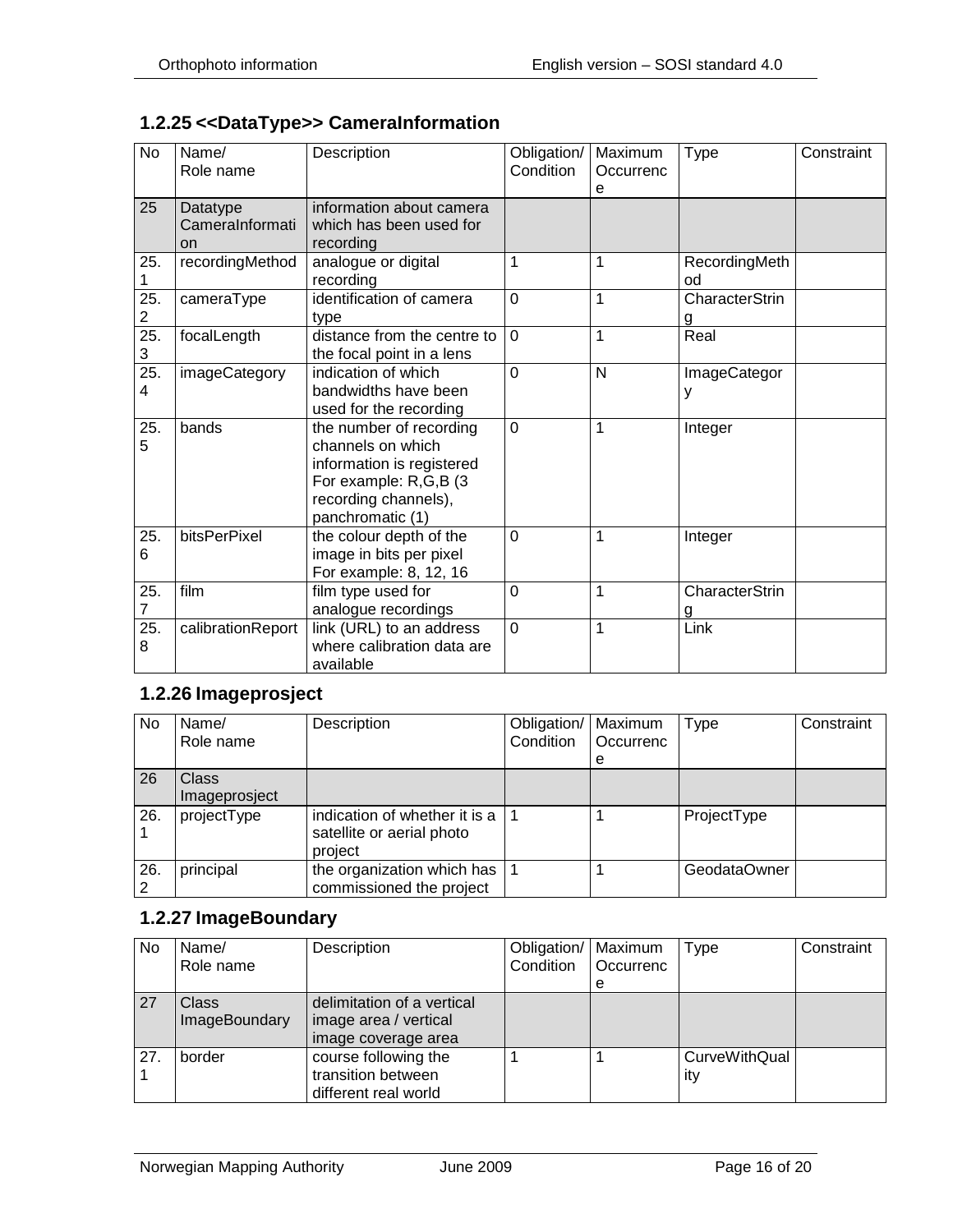### 1.2.25 <<DataType>> CameraInformation

| No | Name/ Role name | Description | Obligation/ Condition | Maximum Occurrence | Type | Constraint |
|---|---|---|---|---|---|---|
| 25 | Datatype CameraInformation | information about camera which has been used for recording | | | | |
| 25.1 | recordingMethod | analogue or digital recording | 1 | 1 | RecordingMethod | |
| 25.2 | cameraType | identification of camera type | 0 | 1 | CharacterString | |
| 25.3 | focalLength | distance from the centre to the focal point in a lens | 0 | 1 | Real | |
| 25.4 | imageCategory | indication of which bandwidths have been used for the recording | 0 | N | ImageCategory | |
| 25.5 | bands | the number of recording channels on which information is registered For example: R,G,B (3 recording channels), panchromatic (1) | 0 | 1 | Integer | |
| 25.6 | bitsPerPixel | the colour depth of the image in bits per pixel For example: 8, 12, 16 | 0 | 1 | Integer | |
| 25.7 | film | film type used for analogue recordings | 0 | 1 | CharacterString | |
| 25.8 | calibrationReport | link (URL) to an address where calibration data are available | 0 | 1 | Link | |

### 1.2.26 Imageprosject

| No | Name/ Role name | Description | Obligation/ Condition | Maximum Occurrence | Type | Constraint |
|---|---|---|---|---|---|---|
| 26 | Class Imageprosject | | | | | |
| 26.1 | projectType | indication of whether it is a satellite or aerial photo project | 1 | 1 | ProjectType | |
| 26.2 | principal | the organization which has commissioned the project | 1 | 1 | GeodataOwner | |

### 1.2.27 ImageBoundary

| No | Name/ Role name | Description | Obligation/ Condition | Maximum Occurrence | Type | Constraint |
|---|---|---|---|---|---|---|
| 27 | Class ImageBoundary | delimitation of a vertical image area / vertical image coverage area | | | | |
| 27.1 | border | course following the transition between different real world | 1 | 1 | CurveWithQuality | |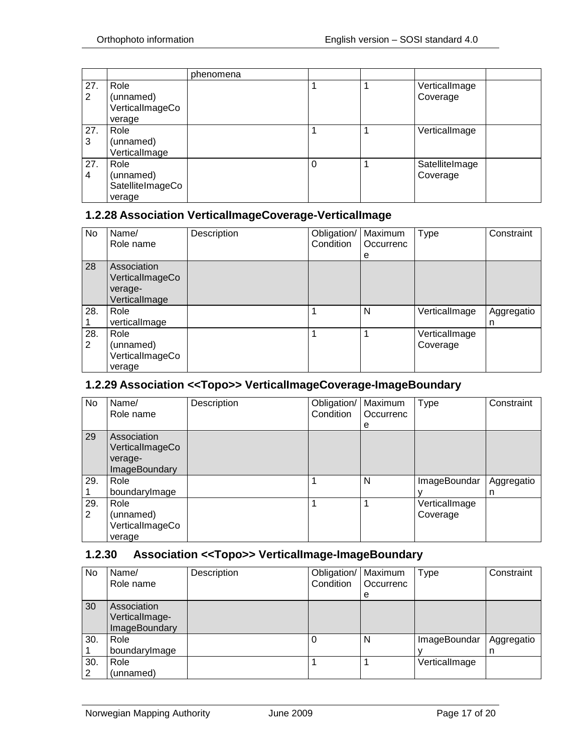| | | phenomena | | | | |
|---|---|---|---|---|---|---|
| 27.2 | Role (unnamed) VerticalImageCoverage | | 1 | 1 | VerticalImage Coverage | |
| 27.3 | Role (unnamed) VerticalImage | | 1 | 1 | VerticalImage | |
| 27.4 | Role (unnamed) SatelliteImageCoverage | | 0 | 1 | SatelliteImage Coverage | |

### 1.2.28 Association VerticalImageCoverage-VerticalImage

| No | Name/ Role name | Description | Obligation/ Condition | Maximum Occurrence | Type | Constraint |
|---|---|---|---|---|---|---|
| 28 | Association VerticalImageCoverage-VerticalImage | | | | | |
| 28.1 | Role verticalImage | | 1 | N | VerticalImage | Aggregation |
| 28.2 | Role (unnamed) VerticalImageCoverage | | 1 | 1 | VerticalImage Coverage | |

### 1.2.29 Association <<Topo>> VerticalImageCoverage-ImageBoundary

| No | Name/ Role name | Description | Obligation/ Condition | Maximum Occurrence | Type | Constraint |
|---|---|---|---|---|---|---|
| 29 | Association VerticalImageCoverage-ImageBoundary | | | | | |
| 29.1 | Role boundaryImage | | 1 | N | ImageBoundary | Aggregation |
| 29.2 | Role (unnamed) VerticalImageCoverage | | 1 | 1 | VerticalImage Coverage | |

### 1.2.30 Association <<Topo>> VerticalImage-ImageBoundary

| No | Name/ Role name | Description | Obligation/ Condition | Maximum Occurrence | Type | Constraint |
|---|---|---|---|---|---|---|
| 30 | Association VerticalImage-ImageBoundary | | | | | |
| 30.1 | Role boundaryImage | | 0 | N | ImageBoundary | Aggregation |
| 30.2 | Role (unnamed) | | 1 | 1 | VerticalImage | |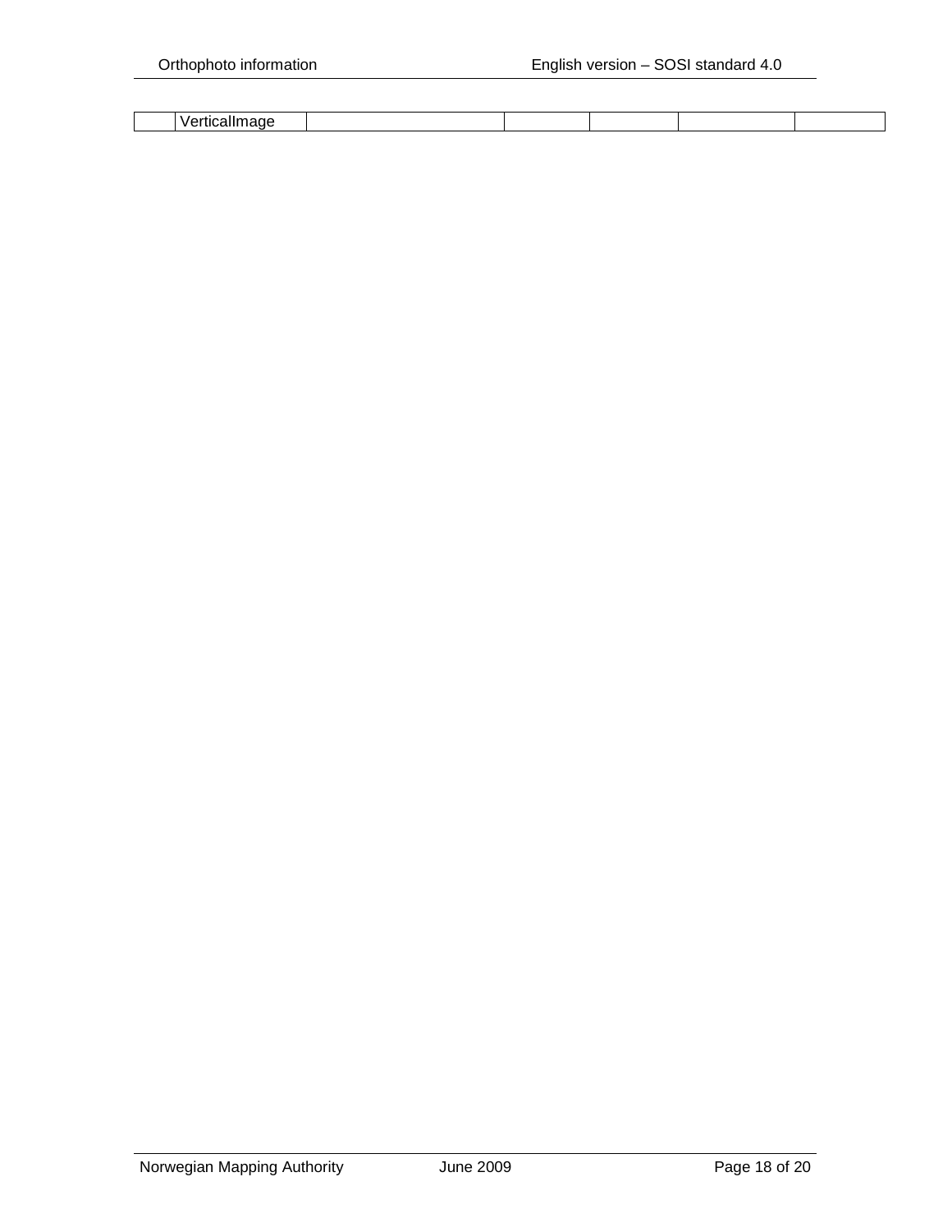|  |  |  |  |  |  |  |
|---|---|---|---|---|---|---|
|  | VerticalImage |  |  |  |  |  |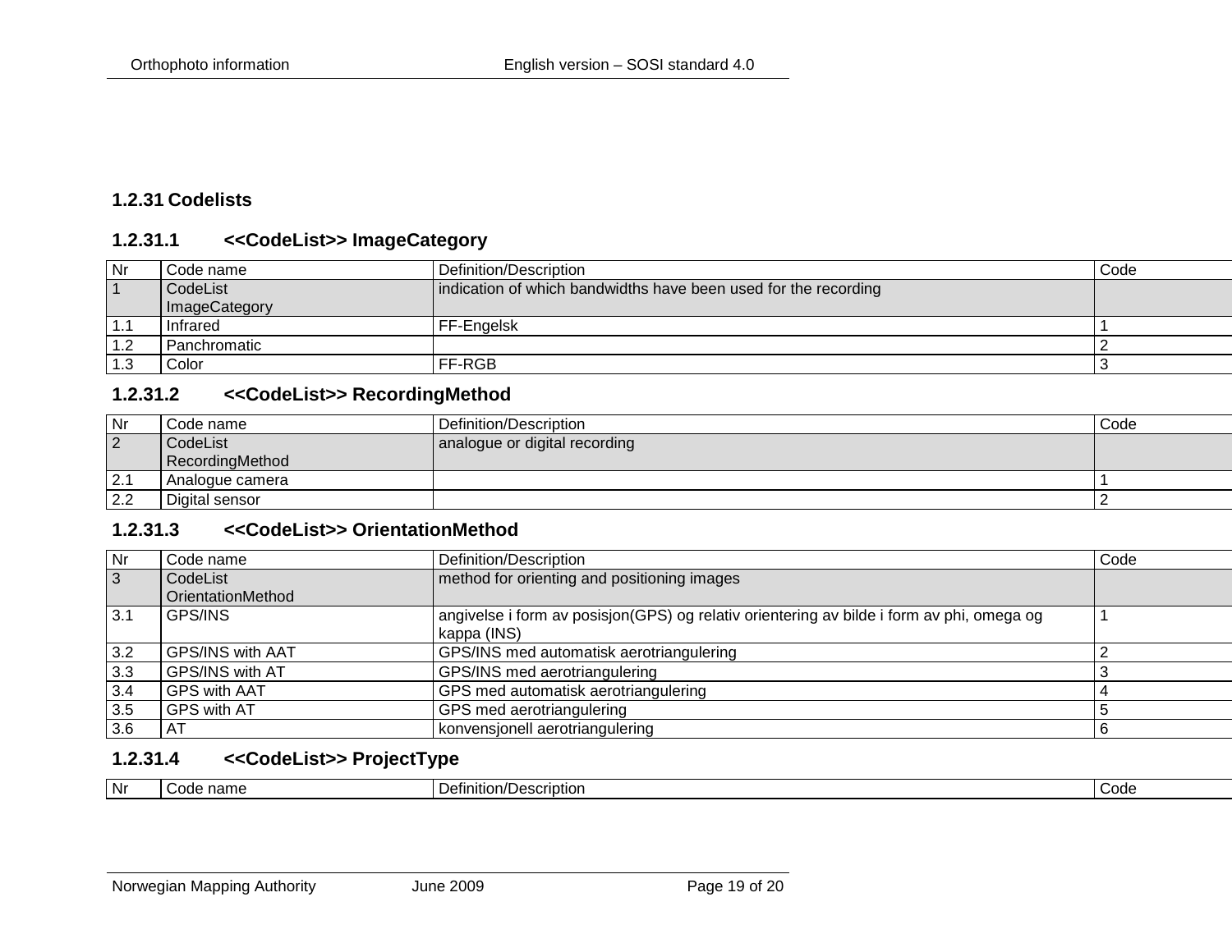### 1.2.31 Codelists

#### 1.2.31.1 <<CodeList>> ImageCategory

| Nr | Code name | Definition/Description | Code |
|---|---|---|---|
| 1 | CodeList ImageCategory | indication of which bandwidths have been used for the recording | |
| 1.1 | Infrared | FF-Engelsk | 1 |
| 1.2 | Panchromatic | | 2 |
| 1.3 | Color | FF-RGB | 3 |

#### 1.2.31.2 <<CodeList>> RecordingMethod

| Nr | Code name | Definition/Description | Code |
|---|---|---|---|
| 2 | CodeList RecordingMethod | analogue or digital recording | |
| 2.1 | Analogue camera | | 1 |
| 2.2 | Digital sensor | | 2 |

#### 1.2.31.3 <<CodeList>> OrientationMethod

| Nr | Code name | Definition/Description | Code |
|---|---|---|---|
| 3 | CodeList OrientationMethod | method for orienting and positioning images | |
| 3.1 | GPS/INS | angivelse i form av posisjon(GPS) og relativ orientering av bilde i form av phi, omega og kappa (INS) | 1 |
| 3.2 | GPS/INS with AAT | GPS/INS med automatisk aerotriangulering | 2 |
| 3.3 | GPS/INS with AT | GPS/INS med aerotriangulering | 3 |
| 3.4 | GPS with AAT | GPS med automatisk aerotriangulering | 4 |
| 3.5 | GPS with AT | GPS med aerotriangulering | 5 |
| 3.6 | AT | konvensjonell aerotriangulering | 6 |

#### 1.2.31.4 <<CodeList>> ProjectType

| Nr | Code name | Definition/Description | Code |
|---|---|---|---|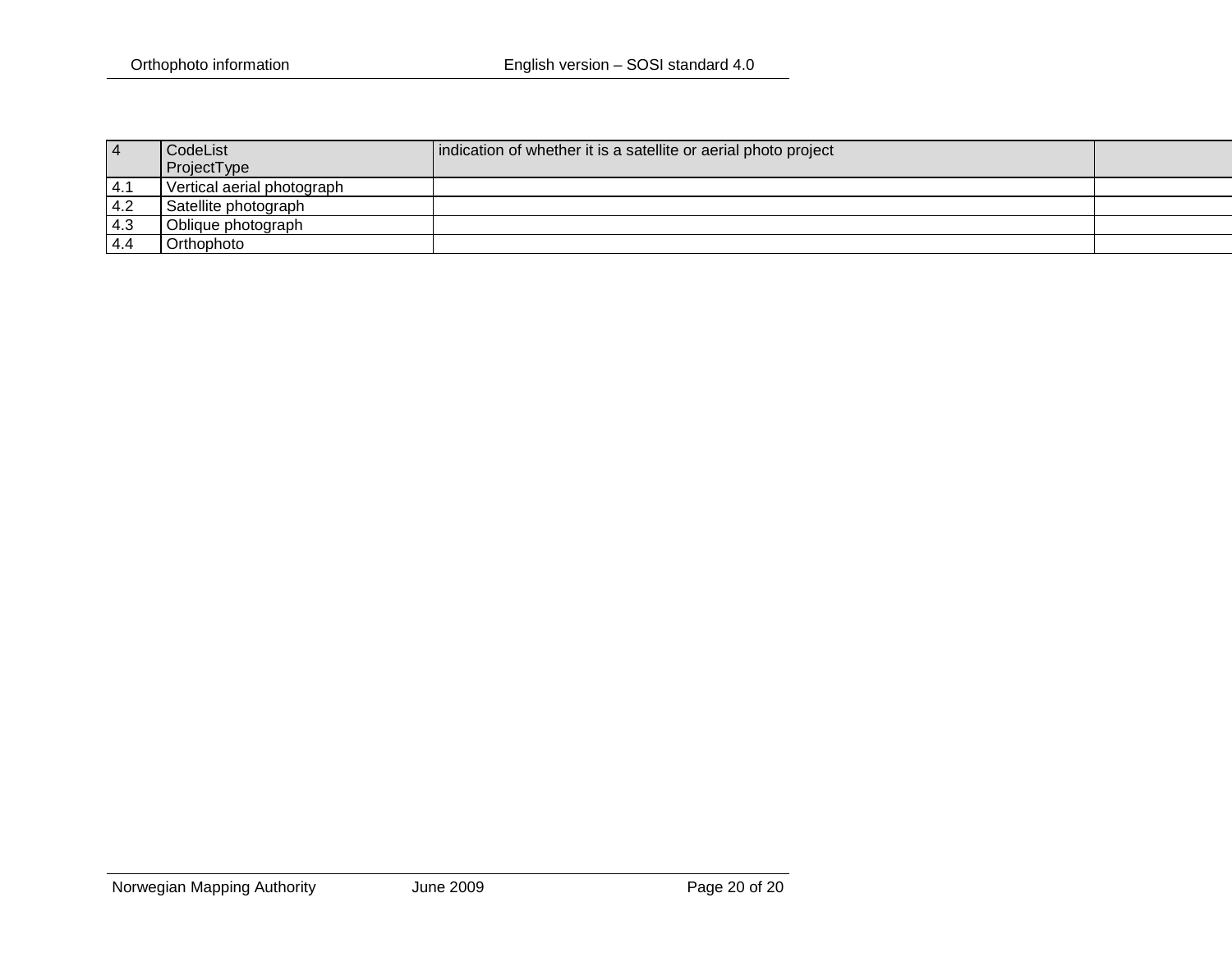| | | | |
|---|---|---|---|
| 4 | CodeList<br>ProjectType | indication of whether it is a satellite or aerial photo project | |
| 4.1 | Vertical aerial photograph | | |
| 4.2 | Satellite photograph | | |
| 4.3 | Oblique photograph | | |
| 4.4 | Orthophoto | | |